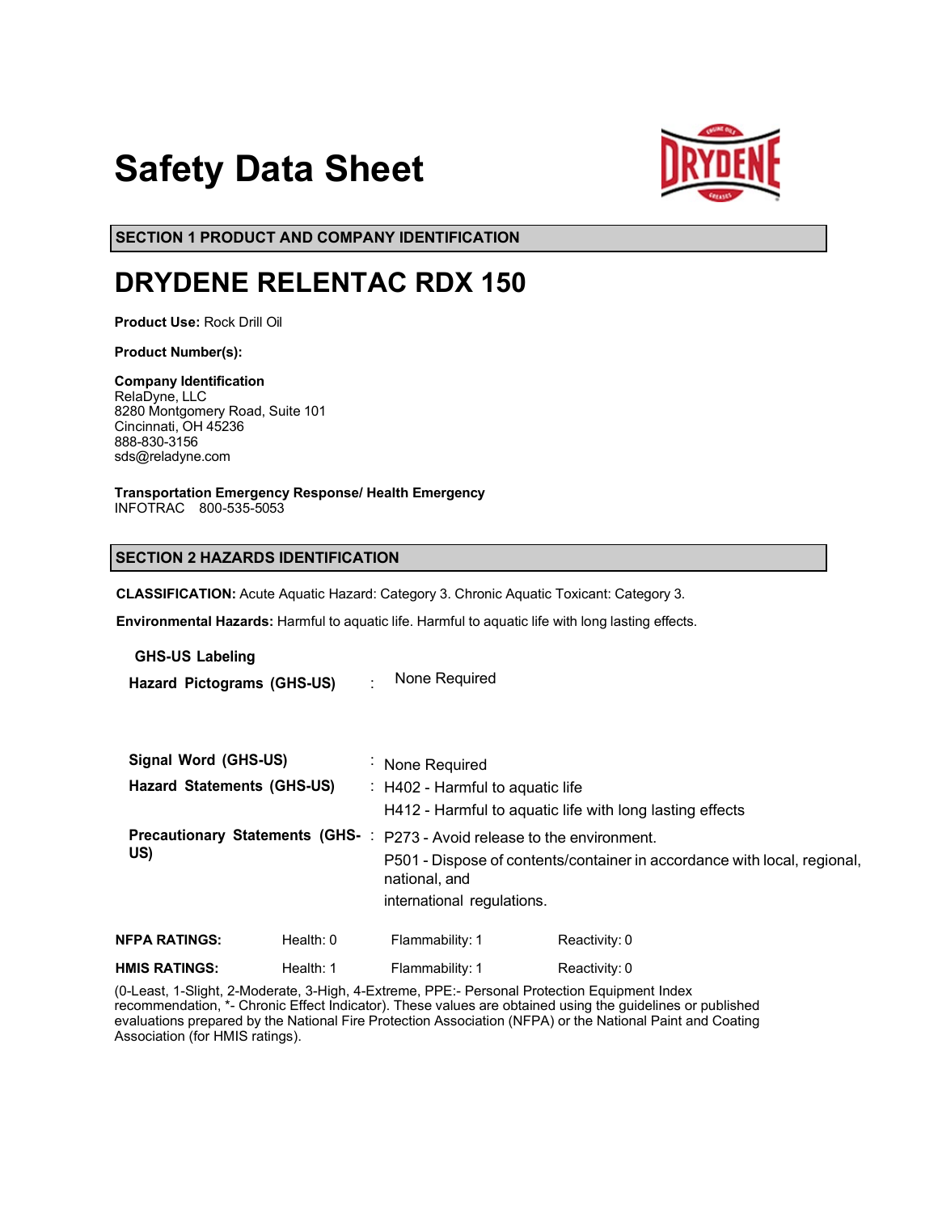# Safety Data Sheet

## SECTION 1 PRODUCT AND COMPANY IDENTIFICATION

# DRYDENE RELENTAC RDX 150

**Product Use:** Rock Drill Oil

**Product Number(s):**

**Company Identification**
RelaDyne, LLC
8280 Montgomery Road, Suite 101
Cincinnati, OH 45236
888-830-3156
sds@reladyne.com

**Transportation Emergency Response/ Health Emergency**
INFOTRAC 800-535-5053

## SECTION 2 HAZARDS IDENTIFICATION

**CLASSIFICATION:** Acute Aquatic Hazard: Category 3. Chronic Aquatic Toxicant: Category 3.

**Environmental Hazards:** Harmful to aquatic life. Harmful to aquatic life with long lasting effects.

**GHS-US Labeling**

**Hazard Pictograms (GHS-US)** : None Required

**Signal Word (GHS-US)** : None Required

**Hazard Statements (GHS-US)** : H402 - Harmful to aquatic life
H412 - Harmful to aquatic life with long lasting effects

**Precautionary Statements (GHS-US)** : P273 - Avoid release to the environment.
P501 - Dispose of contents/container in accordance with local, regional, national, and
international regulations.

| | | | |
|---|---|---|---|
| **NFPA RATINGS:** | Health: 0 | Flammability: 1 | Reactivity: 0 |
| **HMIS RATINGS:** | Health: 1 | Flammability: 1 | Reactivity: 0 |

(0-Least, 1-Slight, 2-Moderate, 3-High, 4-Extreme, PPE:- Personal Protection Equipment Index recommendation, *- Chronic Effect Indicator). These values are obtained using the guidelines or published evaluations prepared by the National Fire Protection Association (NFPA) or the National Paint and Coating Association (for HMIS ratings).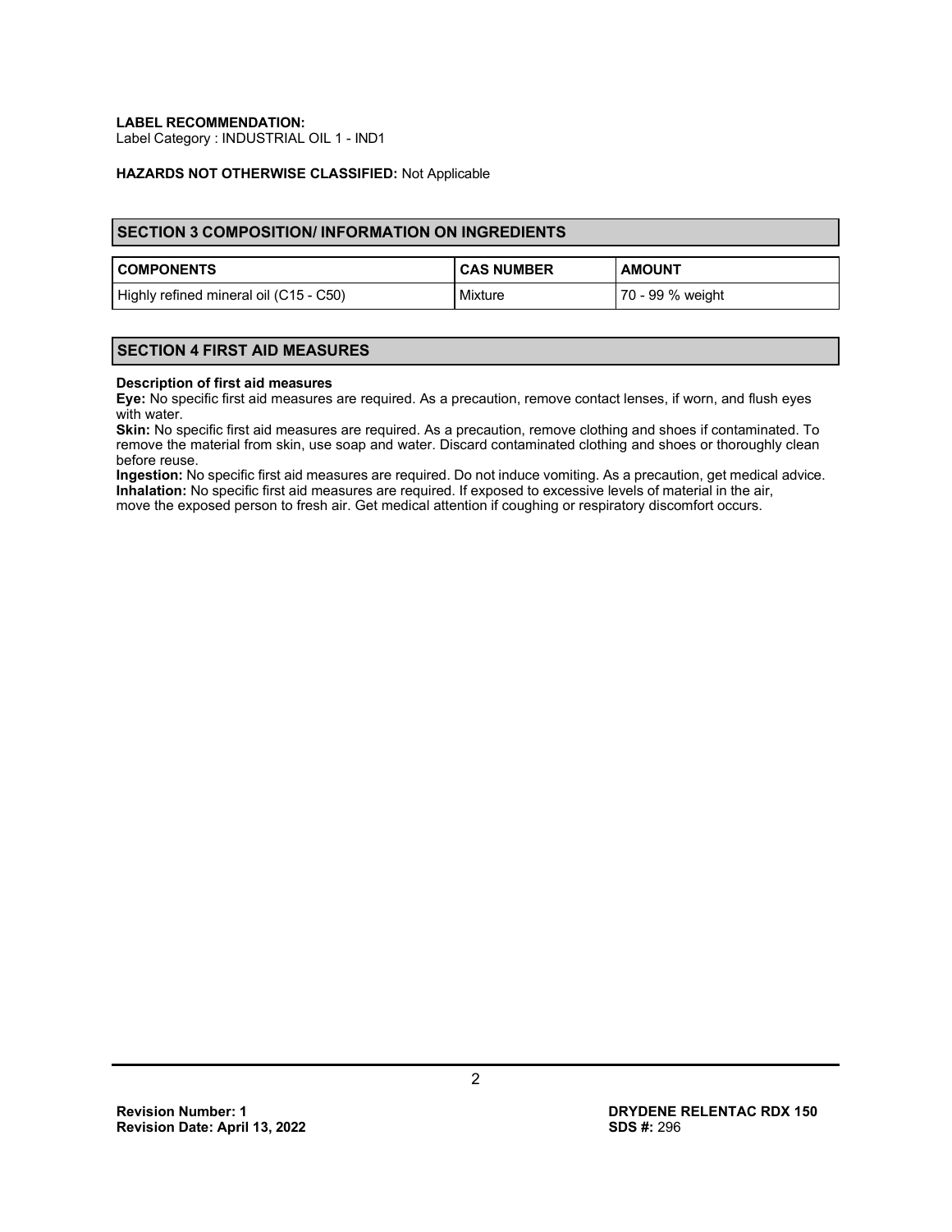**LABEL RECOMMENDATION:**
Label Category : INDUSTRIAL OIL 1 - IND1

**HAZARDS NOT OTHERWISE CLASSIFIED:** Not Applicable

## SECTION 3 COMPOSITION/ INFORMATION ON INGREDIENTS

| COMPONENTS | CAS NUMBER | AMOUNT |
|---|---|---|
| Highly refined mineral oil (C15 - C50) | Mixture | 70 - 99 % weight |

## SECTION 4 FIRST AID MEASURES

**Description of first aid measures**

**Eye:** No specific first aid measures are required. As a precaution, remove contact lenses, if worn, and flush eyes with water.

**Skin:** No specific first aid measures are required. As a precaution, remove clothing and shoes if contaminated. To remove the material from skin, use soap and water. Discard contaminated clothing and shoes or thoroughly clean before reuse.

**Ingestion:** No specific first aid measures are required. Do not induce vomiting. As a precaution, get medical advice.

**Inhalation:** No specific first aid measures are required. If exposed to excessive levels of material in the air, move the exposed person to fresh air. Get medical attention if coughing or respiratory discomfort occurs.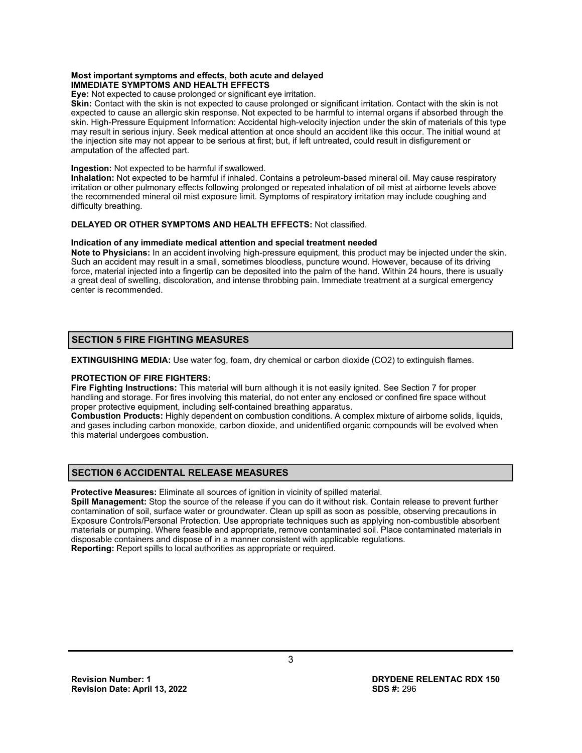**Most important symptoms and effects, both acute and delayed**
**IMMEDIATE SYMPTOMS AND HEALTH EFFECTS**

**Eye:** Not expected to cause prolonged or significant eye irritation.
**Skin:** Contact with the skin is not expected to cause prolonged or significant irritation. Contact with the skin is not expected to cause an allergic skin response. Not expected to be harmful to internal organs if absorbed through the skin. High-Pressure Equipment Information: Accidental high-velocity injection under the skin of materials of this type may result in serious injury. Seek medical attention at once should an accident like this occur. The initial wound at the injection site may not appear to be serious at first; but, if left untreated, could result in disfigurement or amputation of the affected part.

**Ingestion:** Not expected to be harmful if swallowed.
**Inhalation:** Not expected to be harmful if inhaled. Contains a petroleum-based mineral oil. May cause respiratory irritation or other pulmonary effects following prolonged or repeated inhalation of oil mist at airborne levels above the recommended mineral oil mist exposure limit. Symptoms of respiratory irritation may include coughing and difficulty breathing.

**DELAYED OR OTHER SYMPTOMS AND HEALTH EFFECTS:** Not classified.

**Indication of any immediate medical attention and special treatment needed**
**Note to Physicians:** In an accident involving high-pressure equipment, this product may be injected under the skin. Such an accident may result in a small, sometimes bloodless, puncture wound. However, because of its driving force, material injected into a fingertip can be deposited into the palm of the hand. Within 24 hours, there is usually a great deal of swelling, discoloration, and intense throbbing pain. Immediate treatment at a surgical emergency center is recommended.

## SECTION 5 FIRE FIGHTING MEASURES

**EXTINGUISHING MEDIA:** Use water fog, foam, dry chemical or carbon dioxide ($CO_2$) to extinguish flames.

**PROTECTION OF FIRE FIGHTERS:**
**Fire Fighting Instructions:** This material will burn although it is not easily ignited. See Section 7 for proper handling and storage. For fires involving this material, do not enter any enclosed or confined fire space without proper protective equipment, including self-contained breathing apparatus.
**Combustion Products:** Highly dependent on combustion conditions. A complex mixture of airborne solids, liquids, and gases including carbon monoxide, carbon dioxide, and unidentified organic compounds will be evolved when this material undergoes combustion.

## SECTION 6 ACCIDENTAL RELEASE MEASURES

**Protective Measures:** Eliminate all sources of ignition in vicinity of spilled material.
**Spill Management:** Stop the source of the release if you can do it without risk. Contain release to prevent further contamination of soil, surface water or groundwater. Clean up spill as soon as possible, observing precautions in Exposure Controls/Personal Protection. Use appropriate techniques such as applying non-combustible absorbent materials or pumping. Where feasible and appropriate, remove contaminated soil. Place contaminated materials in disposable containers and dispose of in a manner consistent with applicable regulations.
**Reporting:** Report spills to local authorities as appropriate or required.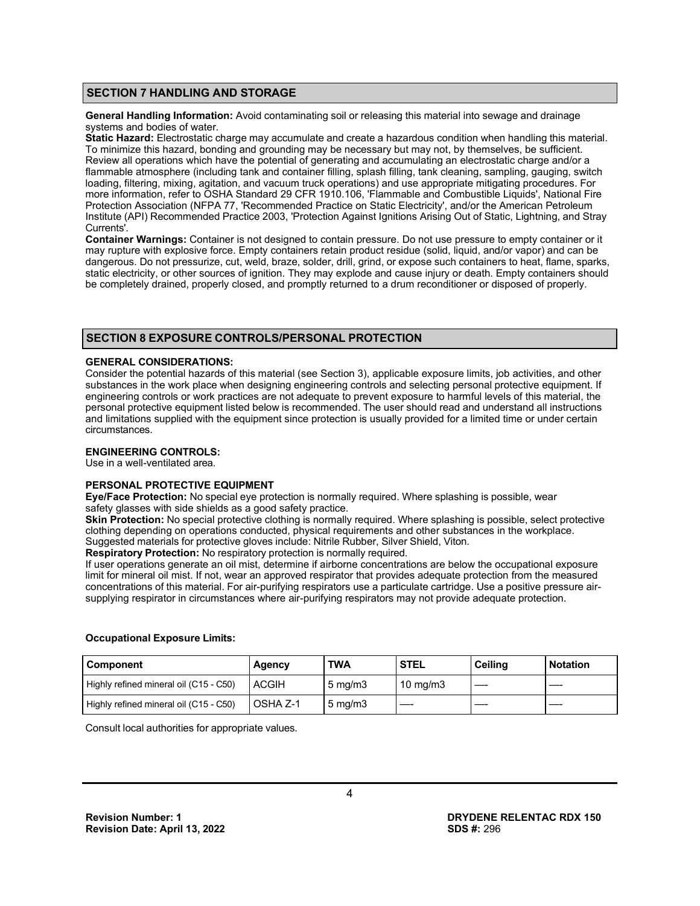## SECTION 7 HANDLING AND STORAGE

**General Handling Information:** Avoid contaminating soil or releasing this material into sewage and drainage systems and bodies of water.

**Static Hazard:** Electrostatic charge may accumulate and create a hazardous condition when handling this material. To minimize this hazard, bonding and grounding may be necessary but may not, by themselves, be sufficient. Review all operations which have the potential of generating and accumulating an electrostatic charge and/or a flammable atmosphere (including tank and container filling, splash filling, tank cleaning, sampling, gauging, switch loading, filtering, mixing, agitation, and vacuum truck operations) and use appropriate mitigating procedures. For more information, refer to OSHA Standard 29 CFR 1910.106, 'Flammable and Combustible Liquids', National Fire Protection Association (NFPA 77, 'Recommended Practice on Static Electricity', and/or the American Petroleum Institute (API) Recommended Practice 2003, 'Protection Against Ignitions Arising Out of Static, Lightning, and Stray Currents'.

**Container Warnings:** Container is not designed to contain pressure. Do not use pressure to empty container or it may rupture with explosive force. Empty containers retain product residue (solid, liquid, and/or vapor) and can be dangerous. Do not pressurize, cut, weld, braze, solder, drill, grind, or expose such containers to heat, flame, sparks, static electricity, or other sources of ignition. They may explode and cause injury or death. Empty containers should be completely drained, properly closed, and promptly returned to a drum reconditioner or disposed of properly.

## SECTION 8 EXPOSURE CONTROLS/PERSONAL PROTECTION

**GENERAL CONSIDERATIONS:**

Consider the potential hazards of this material (see Section 3), applicable exposure limits, job activities, and other substances in the work place when designing engineering controls and selecting personal protective equipment. If engineering controls or work practices are not adequate to prevent exposure to harmful levels of this material, the personal protective equipment listed below is recommended. The user should read and understand all instructions and limitations supplied with the equipment since protection is usually provided for a limited time or under certain circumstances.

**ENGINEERING CONTROLS:**

Use in a well-ventilated area.

**PERSONAL PROTECTIVE EQUIPMENT**

**Eye/Face Protection:** No special eye protection is normally required. Where splashing is possible, wear safety glasses with side shields as a good safety practice.

**Skin Protection:** No special protective clothing is normally required. Where splashing is possible, select protective clothing depending on operations conducted, physical requirements and other substances in the workplace. Suggested materials for protective gloves include: Nitrile Rubber, Silver Shield, Viton.

**Respiratory Protection:** No respiratory protection is normally required.

If user operations generate an oil mist, determine if airborne concentrations are below the occupational exposure limit for mineral oil mist. If not, wear an approved respirator that provides adequate protection from the measured concentrations of this material. For air-purifying respirators use a particulate cartridge. Use a positive pressure air-supplying respirator in circumstances where air-purifying respirators may not provide adequate protection.

**Occupational Exposure Limits:**

| Component | Agency | TWA | STEL | Ceiling | Notation |
|---|---|---|---|---|---|
| Highly refined mineral oil (C15 - C50) | ACGIH | 5 mg/m3 | 10 mg/m3 | ---- | ---- |
| Highly refined mineral oil (C15 - C50) | OSHA Z-1 | 5 mg/m3 | ---- | ---- | ---- |

Consult local authorities for appropriate values.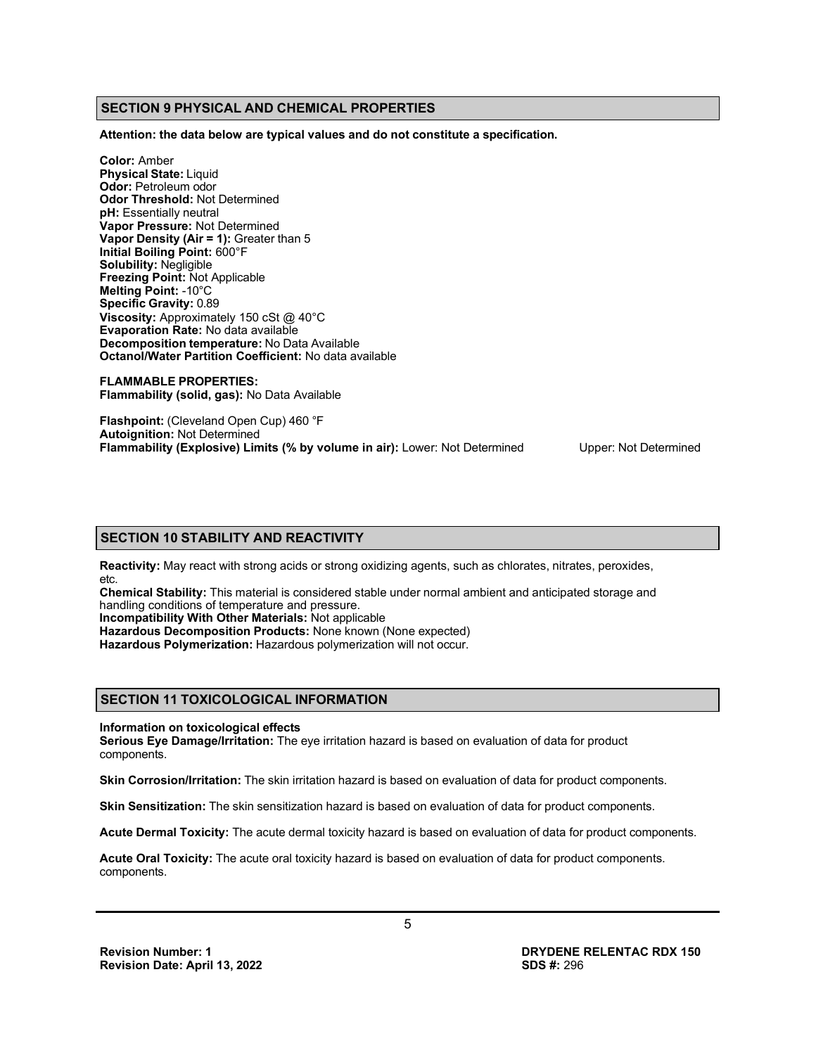## SECTION 9 PHYSICAL AND CHEMICAL PROPERTIES

**Attention: the data below are typical values and do not constitute a specification.**

**Color:** Amber
**Physical State:** Liquid
**Odor:** Petroleum odor
**Odor Threshold:** Not Determined
**pH:** Essentially neutral
**Vapor Pressure:** Not Determined
**Vapor Density (Air = 1):** Greater than 5
**Initial Boiling Point:** 600°F
**Solubility:** Negligible
**Freezing Point:** Not Applicable
**Melting Point:** -10°C
**Specific Gravity:** 0.89
**Viscosity:** Approximately 150 cSt @ 40°C
**Evaporation Rate:** No data available
**Decomposition temperature:** No Data Available
**Octanol/Water Partition Coefficient:** No data available

**FLAMMABLE PROPERTIES:**
**Flammability (solid, gas):** No Data Available

**Flashpoint:** (Cleveland Open Cup) 460 °F
**Autoignition:** Not Determined
**Flammability (Explosive) Limits (% by volume in air):** Lower: Not Determined Upper: Not Determined

## SECTION 10 STABILITY AND REACTIVITY

**Reactivity:** May react with strong acids or strong oxidizing agents, such as chlorates, nitrates, peroxides, etc.
**Chemical Stability:** This material is considered stable under normal ambient and anticipated storage and handling conditions of temperature and pressure.
**Incompatibility With Other Materials:** Not applicable
**Hazardous Decomposition Products:** None known (None expected)
**Hazardous Polymerization:** Hazardous polymerization will not occur.

## SECTION 11 TOXICOLOGICAL INFORMATION

**Information on toxicological effects**
**Serious Eye Damage/Irritation:** The eye irritation hazard is based on evaluation of data for product components.

**Skin Corrosion/Irritation:** The skin irritation hazard is based on evaluation of data for product components.

**Skin Sensitization:** The skin sensitization hazard is based on evaluation of data for product components.

**Acute Dermal Toxicity:** The acute dermal toxicity hazard is based on evaluation of data for product components.

**Acute Oral Toxicity:** The acute oral toxicity hazard is based on evaluation of data for product components. components.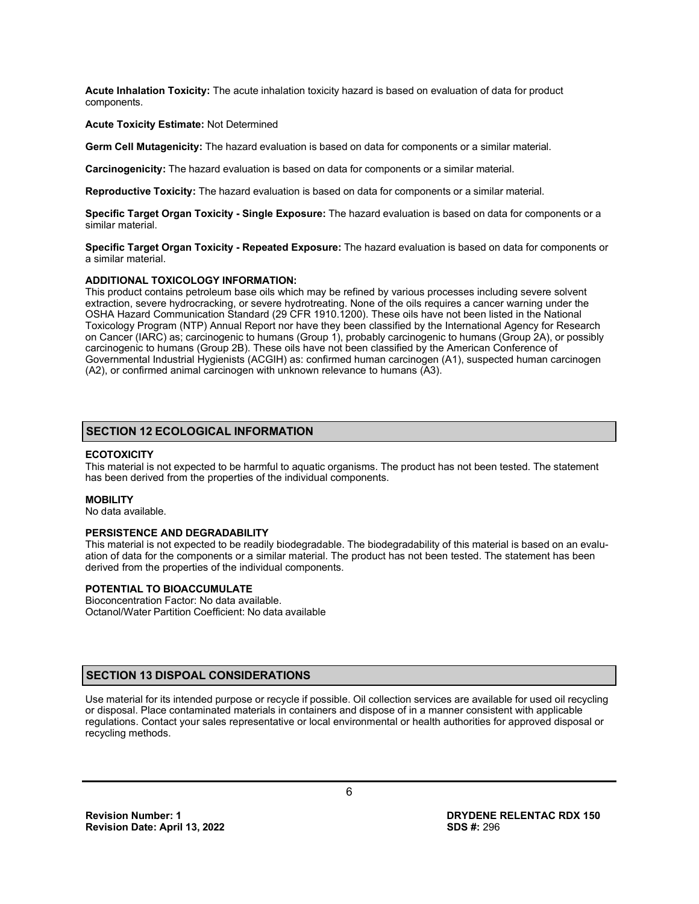**Acute Inhalation Toxicity:** The acute inhalation toxicity hazard is based on evaluation of data for product components.

**Acute Toxicity Estimate:** Not Determined

**Germ Cell Mutagenicity:** The hazard evaluation is based on data for components or a similar material.

**Carcinogenicity:** The hazard evaluation is based on data for components or a similar material.

**Reproductive Toxicity:** The hazard evaluation is based on data for components or a similar material.

**Specific Target Organ Toxicity - Single Exposure:** The hazard evaluation is based on data for components or a similar material.

**Specific Target Organ Toxicity - Repeated Exposure:** The hazard evaluation is based on data for components or a similar material.

**ADDITIONAL TOXICOLOGY INFORMATION:**

This product contains petroleum base oils which may be refined by various processes including severe solvent extraction, severe hydrocracking, or severe hydrotreating. None of the oils requires a cancer warning under the OSHA Hazard Communication Standard (29 CFR 1910.1200). These oils have not been listed in the National Toxicology Program (NTP) Annual Report nor have they been classified by the International Agency for Research on Cancer (IARC) as; carcinogenic to humans (Group 1), probably carcinogenic to humans (Group 2A), or possibly carcinogenic to humans (Group 2B). These oils have not been classified by the American Conference of Governmental Industrial Hygienists (ACGIH) as: confirmed human carcinogen (A1), suspected human carcinogen (A2), or confirmed animal carcinogen with unknown relevance to humans (A3).

## SECTION 12 ECOLOGICAL INFORMATION

**ECOTOXICITY**

This material is not expected to be harmful to aquatic organisms. The product has not been tested. The statement has been derived from the properties of the individual components.

**MOBILITY**

No data available.

**PERSISTENCE AND DEGRADABILITY**

This material is not expected to be readily biodegradable. The biodegradability of this material is based on an evaluation of data for the components or a similar material. The product has not been tested. The statement has been derived from the properties of the individual components.

**POTENTIAL TO BIOACCUMULATE**

Bioconcentration Factor: No data available.
Octanol/Water Partition Coefficient: No data available

## SECTION 13 DISPOAL CONSIDERATIONS

Use material for its intended purpose or recycle if possible. Oil collection services are available for used oil recycling or disposal. Place contaminated materials in containers and dispose of in a manner consistent with applicable regulations. Contact your sales representative or local environmental or health authorities for approved disposal or recycling methods.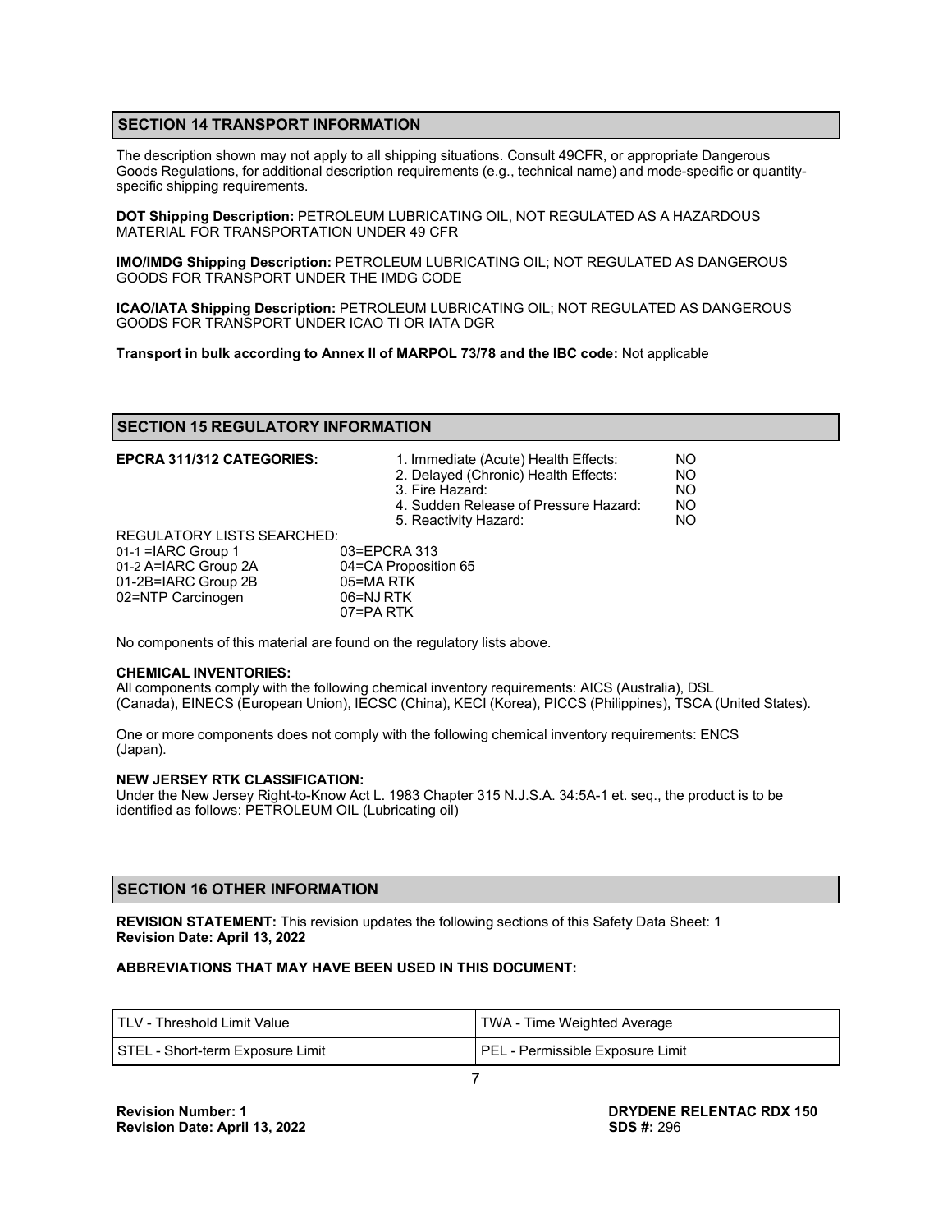## SECTION 14 TRANSPORT INFORMATION

The description shown may not apply to all shipping situations. Consult 49CFR, or appropriate Dangerous Goods Regulations, for additional description requirements (e.g., technical name) and mode-specific or quantity-specific shipping requirements.

**DOT Shipping Description:** PETROLEUM LUBRICATING OIL, NOT REGULATED AS A HAZARDOUS MATERIAL FOR TRANSPORTATION UNDER 49 CFR

**IMO/IMDG Shipping Description:** PETROLEUM LUBRICATING OIL; NOT REGULATED AS DANGEROUS GOODS FOR TRANSPORT UNDER THE IMDG CODE

**ICAO/IATA Shipping Description:** PETROLEUM LUBRICATING OIL; NOT REGULATED AS DANGEROUS GOODS FOR TRANSPORT UNDER ICAO TI OR IATA DGR

**Transport in bulk according to Annex II of MARPOL 73/78 and the IBC code:** Not applicable

## SECTION 15 REGULATORY INFORMATION

**EPCRA 311/312 CATEGORIES:**

| | |
|---|---|
| 1. Immediate (Acute) Health Effects: | NO |
| 2. Delayed (Chronic) Health Effects: | NO |
| 3. Fire Hazard: | NO |
| 4. Sudden Release of Pressure Hazard: | NO |
| 5. Reactivity Hazard: | NO |

REGULATORY LISTS SEARCHED:

| | |
|---|---|
| 01-1 =IARC Group 1 | 03=EPCRA 313 |
| 01-2 A=IARC Group 2A | 04=CA Proposition 65 |
| 01-2B=IARC Group 2B | 05=MA RTK |
| 02=NTP Carcinogen | 06=NJ RTK |
| | 07=PA RTK |

No components of this material are found on the regulatory lists above.

**CHEMICAL INVENTORIES:**
All components comply with the following chemical inventory requirements: AICS (Australia), DSL (Canada), EINECS (European Union), IECSC (China), KECI (Korea), PICCS (Philippines), TSCA (United States).

One or more components does not comply with the following chemical inventory requirements: ENCS (Japan).

**NEW JERSEY RTK CLASSIFICATION:**
Under the New Jersey Right-to-Know Act L. 1983 Chapter 315 N.J.S.A. 34:5A-1 et. seq., the product is to be identified as follows: PETROLEUM OIL (Lubricating oil)

## SECTION 16 OTHER INFORMATION

**REVISION STATEMENT:** This revision updates the following sections of this Safety Data Sheet: 1
**Revision Date: April 13, 2022**

**ABBREVIATIONS THAT MAY HAVE BEEN USED IN THIS DOCUMENT:**

| | |
|---|---|
| TLV - Threshold Limit Value | TWA - Time Weighted Average |
| STEL - Short-term Exposure Limit | PEL - Permissible Exposure Limit |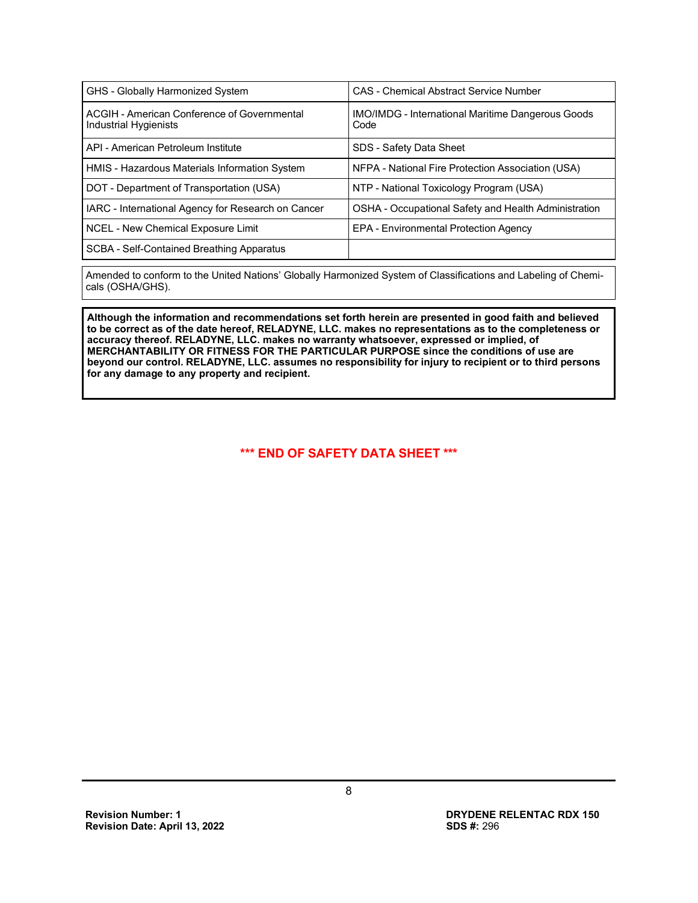| | |
|---|---|
| GHS - Globally Harmonized System | CAS - Chemical Abstract Service Number |
| ACGIH - American Conference of Governmental Industrial Hygienists | IMO/IMDG - International Maritime Dangerous Goods Code |
| API - American Petroleum Institute | SDS - Safety Data Sheet |
| HMIS - Hazardous Materials Information System | NFPA - National Fire Protection Association (USA) |
| DOT - Department of Transportation (USA) | NTP - National Toxicology Program (USA) |
| IARC - International Agency for Research on Cancer | OSHA - Occupational Safety and Health Administration |
| NCEL - New Chemical Exposure Limit | EPA - Environmental Protection Agency |
| SCBA - Self-Contained Breathing Apparatus | |

Amended to conform to the United Nations' Globally Harmonized System of Classifications and Labeling of Chemicals (OSHA/GHS).

**Although the information and recommendations set forth herein are presented in good faith and believed to be correct as of the date hereof, RELADYNE, LLC. makes no representations as to the completeness or accuracy thereof. RELADYNE, LLC. makes no warranty whatsoever, expressed or implied, of MERCHANTABILITY OR FITNESS FOR THE PARTICULAR PURPOSE since the conditions of use are beyond our control. RELADYNE, LLC. assumes no responsibility for injury to recipient or to third persons for any damage to any property and recipient.**

**\*\*\* END OF SAFETY DATA SHEET \*\*\***

**Revision Number: 1**
**Revision Date: April 13, 2022**

**DRYDENE RELENTAC RDX 150**
**SDS #:** 296